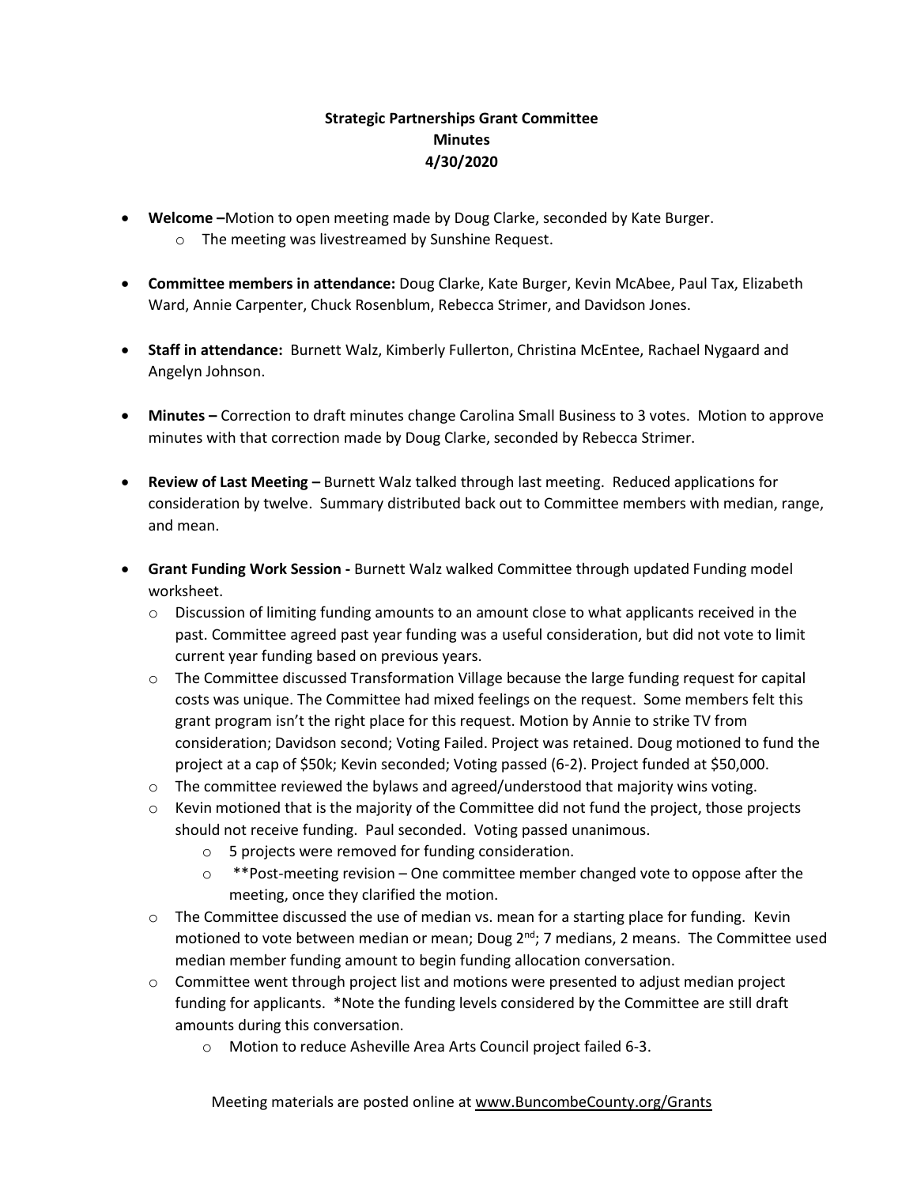**Strategic Partnerships Grant Committee**
**Minutes**
**4/30/2020**

- **Welcome –** Motion to open meeting made by Doug Clarke, seconded by Kate Burger.
  - The meeting was livestreamed by Sunshine Request.
- **Committee members in attendance:** Doug Clarke, Kate Burger, Kevin McAbee, Paul Tax, Elizabeth Ward, Annie Carpenter, Chuck Rosenblum, Rebecca Strimer, and Davidson Jones.
- **Staff in attendance:** Burnett Walz, Kimberly Fullerton, Christina McEntee, Rachael Nygaard and Angelyn Johnson.
- **Minutes –** Correction to draft minutes change Carolina Small Business to 3 votes. Motion to approve minutes with that correction made by Doug Clarke, seconded by Rebecca Strimer.
- **Review of Last Meeting –** Burnett Walz talked through last meeting. Reduced applications for consideration by twelve. Summary distributed back out to Committee members with median, range, and mean.
- **Grant Funding Work Session -** Burnett Walz walked Committee through updated Funding model worksheet.
  - Discussion of limiting funding amounts to an amount close to what applicants received in the past. Committee agreed past year funding was a useful consideration, but did not vote to limit current year funding based on previous years.
  - The Committee discussed Transformation Village because the large funding request for capital costs was unique. The Committee had mixed feelings on the request. Some members felt this grant program isn't the right place for this request. Motion by Annie to strike TV from consideration; Davidson second; Voting Failed. Project was retained. Doug motioned to fund the project at a cap of $50k; Kevin seconded; Voting passed (6-2). Project funded at $50,000.
  - The committee reviewed the bylaws and agreed/understood that majority wins voting.
  - Kevin motioned that is the majority of the Committee did not fund the project, those projects should not receive funding. Paul seconded. Voting passed unanimous.
    - 5 projects were removed for funding consideration.
    - **Post-meeting revision – One committee member changed vote to oppose after the meeting, once they clarified the motion.
  - The Committee discussed the use of median vs. mean for a starting place for funding. Kevin motioned to vote between median or mean; Doug 2nd; 7 medians, 2 means. The Committee used median member funding amount to begin funding allocation conversation.
  - Committee went through project list and motions were presented to adjust median project funding for applicants. *Note the funding levels considered by the Committee are still draft amounts during this conversation.
    - Motion to reduce Asheville Area Arts Council project failed 6-3.

Meeting materials are posted online at www.BuncombeCounty.org/Grants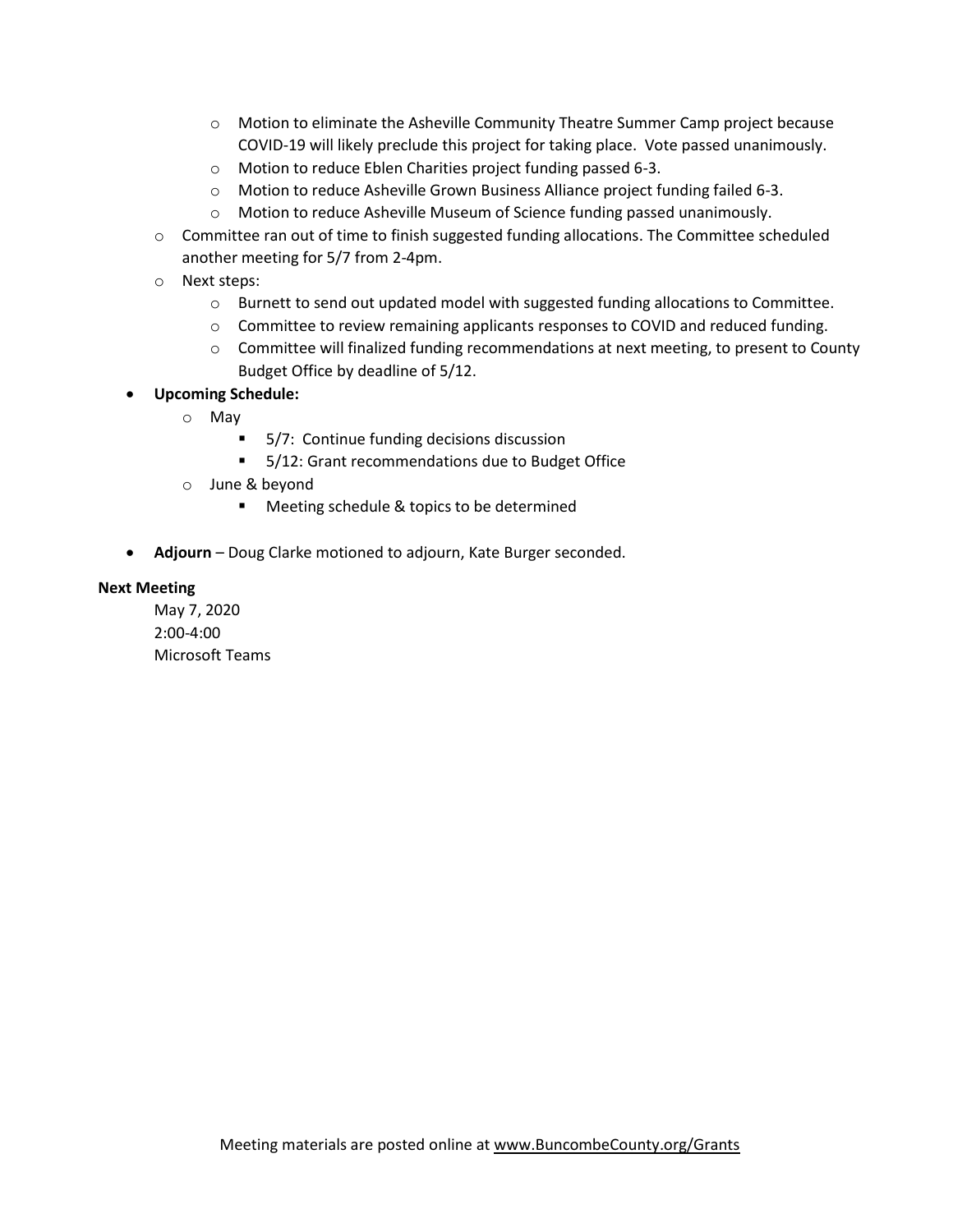- Motion to eliminate the Asheville Community Theatre Summer Camp project because COVID-19 will likely preclude this project for taking place. Vote passed unanimously.
    - Motion to reduce Eblen Charities project funding passed 6-3.
    - Motion to reduce Asheville Grown Business Alliance project funding failed 6-3.
    - Motion to reduce Asheville Museum of Science funding passed unanimously.
  - Committee ran out of time to finish suggested funding allocations. The Committee scheduled another meeting for 5/7 from 2-4pm.
  - Next steps:
    - Burnett to send out updated model with suggested funding allocations to Committee.
    - Committee to review remaining applicants responses to COVID and reduced funding.
    - Committee will finalized funding recommendations at next meeting, to present to County Budget Office by deadline of 5/12.
- **Upcoming Schedule:**
  - May
    - 5/7: Continue funding decisions discussion
    - 5/12: Grant recommendations due to Budget Office
  - June & beyond
    - Meeting schedule & topics to be determined
- **Adjourn** – Doug Clarke motioned to adjourn, Kate Burger seconded.

**Next Meeting**

May 7, 2020
2:00-4:00
Microsoft Teams

Meeting materials are posted online at www.BuncombeCounty.org/Grants